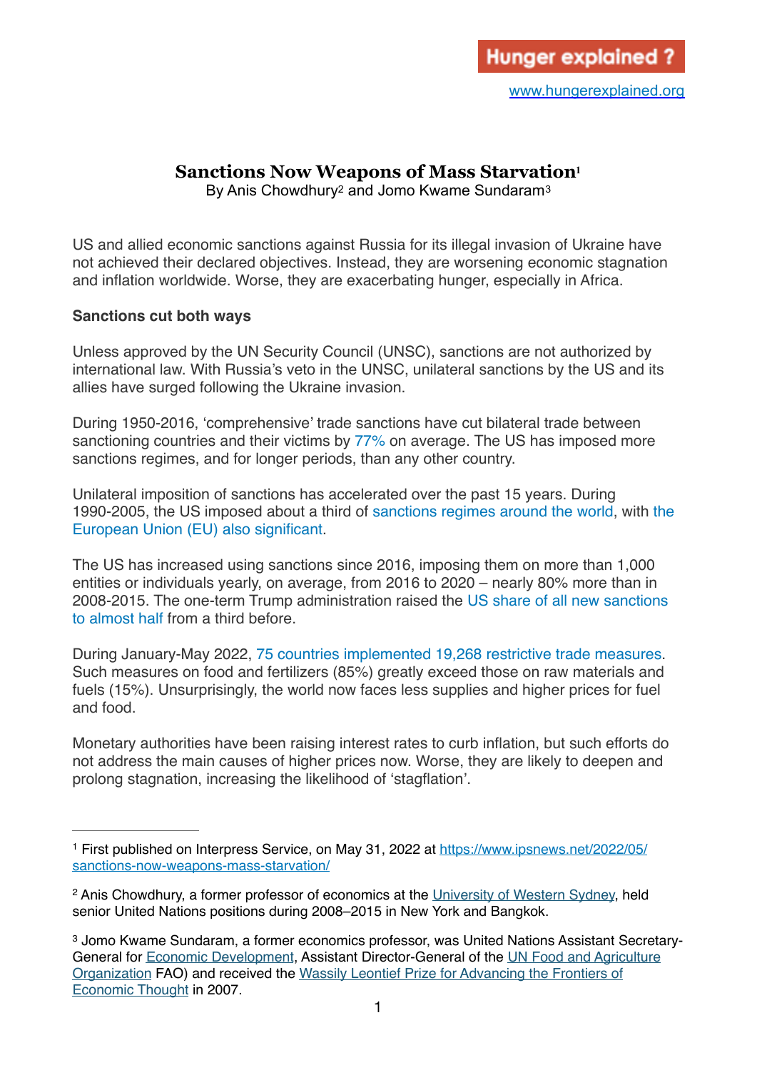# Sanctions Now Weapons of Mass Starvation[1]

By Anis Chowdhury[2] and Jomo Kwame Sundaram[3]

US and allied economic sanctions against Russia for its illegal invasion of Ukraine have not achieved their declared objectives. Instead, they are worsening economic stagnation and inflation worldwide. Worse, they are exacerbating hunger, especially in Africa.

**Sanctions cut both ways**

Unless approved by the UN Security Council (UNSC), sanctions are not authorized by international law. With Russia's veto in the UNSC, unilateral sanctions by the US and its allies have surged following the Ukraine invasion.

During 1950-2016, 'comprehensive' trade sanctions have cut bilateral trade between sanctioning countries and their victims by 77% on average. The US has imposed more sanctions regimes, and for longer periods, than any other country.

Unilateral imposition of sanctions has accelerated over the past 15 years. During 1990-2005, the US imposed about a third of sanctions regimes around the world, with the European Union (EU) also significant.

The US has increased using sanctions since 2016, imposing them on more than 1,000 entities or individuals yearly, on average, from 2016 to 2020 – nearly 80% more than in 2008-2015. The one-term Trump administration raised the US share of all new sanctions to almost half from a third before.

During January-May 2022, 75 countries implemented 19,268 restrictive trade measures. Such measures on food and fertilizers (85%) greatly exceed those on raw materials and fuels (15%). Unsurprisingly, the world now faces less supplies and higher prices for fuel and food.

Monetary authorities have been raising interest rates to curb inflation, but such efforts do not address the main causes of higher prices now. Worse, they are likely to deepen and prolong stagnation, increasing the likelihood of 'stagflation'.

---

[1] First published on Interpress Service, on May 31, 2022 at https://www.ipsnews.net/2022/05/sanctions-now-weapons-mass-starvation/

[2] Anis Chowdhury, a former professor of economics at the University of Western Sydney, held senior United Nations positions during 2008–2015 in New York and Bangkok.

[3] Jomo Kwame Sundaram, a former economics professor, was United Nations Assistant Secretary-General for Economic Development, Assistant Director-General of the UN Food and Agriculture Organization FAO) and received the Wassily Leontief Prize for Advancing the Frontiers of Economic Thought in 2007.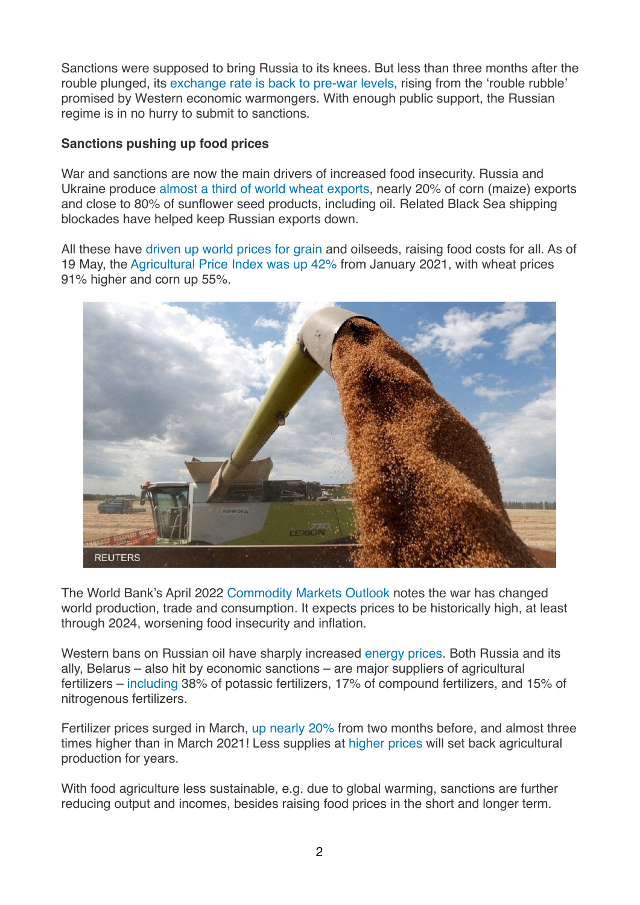Sanctions were supposed to bring Russia to its knees. But less than three months after the rouble plunged, its exchange rate is back to pre-war levels, rising from the 'rouble rubble' promised by Western economic warmongers. With enough public support, the Russian regime is in no hurry to submit to sanctions.

**Sanctions pushing up food prices**

War and sanctions are now the main drivers of increased food insecurity. Russia and Ukraine produce almost a third of world wheat exports, nearly 20% of corn (maize) exports and close to 80% of sunflower seed products, including oil. Related Black Sea shipping blockades have helped keep Russian exports down.

All these have driven up world prices for grain and oilseeds, raising food costs for all. As of 19 May, the Agricultural Price Index was up 42% from January 2021, with wheat prices 91% higher and corn up 55%.

The World Bank's April 2022 Commodity Markets Outlook notes the war has changed world production, trade and consumption. It expects prices to be historically high, at least through 2024, worsening food insecurity and inflation.

Western bans on Russian oil have sharply increased energy prices. Both Russia and its ally, Belarus – also hit by economic sanctions – are major suppliers of agricultural fertilizers – including 38% of potassic fertilizers, 17% of compound fertilizers, and 15% of nitrogenous fertilizers.

Fertilizer prices surged in March, up nearly 20% from two months before, and almost three times higher than in March 2021! Less supplies at higher prices will set back agricultural production for years.

With food agriculture less sustainable, e.g. due to global warming, sanctions are further reducing output and incomes, besides raising food prices in the short and longer term.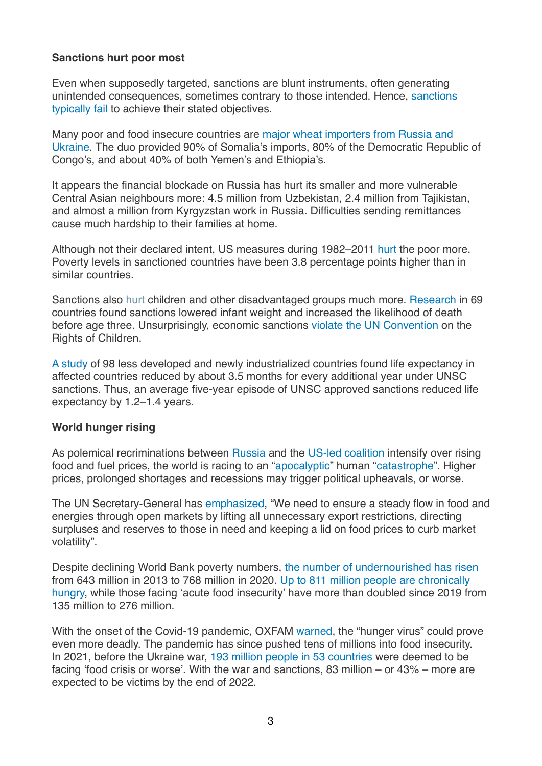**Sanctions hurt poor most**

Even when supposedly targeted, sanctions are blunt instruments, often generating unintended consequences, sometimes contrary to those intended. Hence, sanctions typically fail to achieve their stated objectives.

Many poor and food insecure countries are major wheat importers from Russia and Ukraine. The duo provided 90% of Somalia's imports, 80% of the Democratic Republic of Congo's, and about 40% of both Yemen's and Ethiopia's.

It appears the financial blockade on Russia has hurt its smaller and more vulnerable Central Asian neighbours more: 4.5 million from Uzbekistan, 2.4 million from Tajikistan, and almost a million from Kyrgyzstan work in Russia. Difficulties sending remittances cause much hardship to their families at home.

Although not their declared intent, US measures during 1982–2011 hurt the poor more. Poverty levels in sanctioned countries have been 3.8 percentage points higher than in similar countries.

Sanctions also hurt children and other disadvantaged groups much more. Research in 69 countries found sanctions lowered infant weight and increased the likelihood of death before age three. Unsurprisingly, economic sanctions violate the UN Convention on the Rights of Children.

A study of 98 less developed and newly industrialized countries found life expectancy in affected countries reduced by about 3.5 months for every additional year under UNSC sanctions. Thus, an average five-year episode of UNSC approved sanctions reduced life expectancy by 1.2–1.4 years.

**World hunger rising**

As polemical recriminations between Russia and the US-led coalition intensify over rising food and fuel prices, the world is racing to an "apocalyptic" human "catastrophe". Higher prices, prolonged shortages and recessions may trigger political upheavals, or worse.

The UN Secretary-General has emphasized, "We need to ensure a steady flow in food and energies through open markets by lifting all unnecessary export restrictions, directing surpluses and reserves to those in need and keeping a lid on food prices to curb market volatility".

Despite declining World Bank poverty numbers, the number of undernourished has risen from 643 million in 2013 to 768 million in 2020. Up to 811 million people are chronically hungry, while those facing 'acute food insecurity' have more than doubled since 2019 from 135 million to 276 million.

With the onset of the Covid-19 pandemic, OXFAM warned, the "hunger virus" could prove even more deadly. The pandemic has since pushed tens of millions into food insecurity. In 2021, before the Ukraine war, 193 million people in 53 countries were deemed to be facing 'food crisis or worse'. With the war and sanctions, 83 million – or 43% – more are expected to be victims by the end of 2022.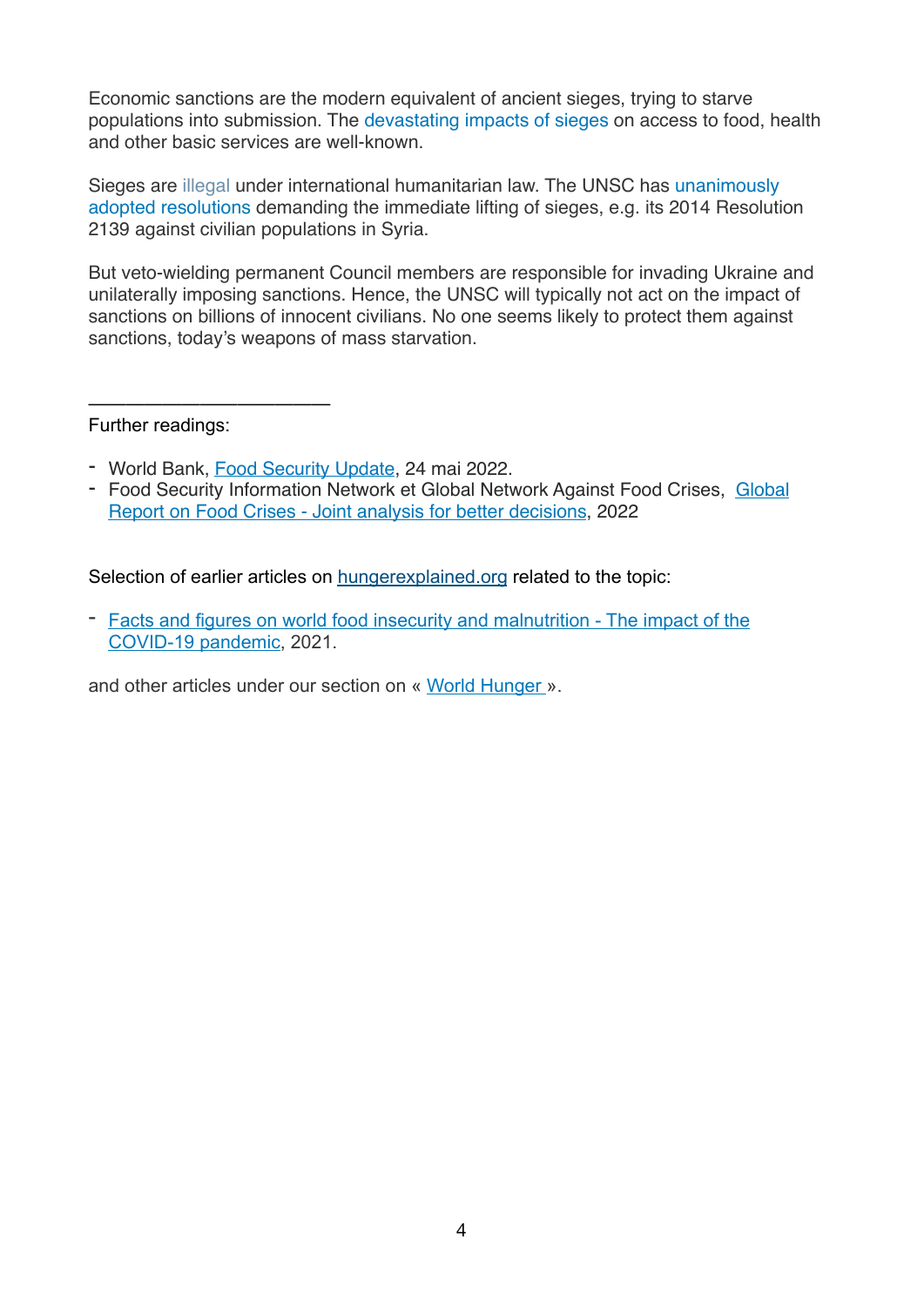Economic sanctions are the modern equivalent of ancient sieges, trying to starve populations into submission. The devastating impacts of sieges on access to food, health and other basic services are well-known.

Sieges are illegal under international humanitarian law. The UNSC has unanimously adopted resolutions demanding the immediate lifting of sieges, e.g. its 2014 Resolution 2139 against civilian populations in Syria.

But veto-wielding permanent Council members are responsible for invading Ukraine and unilaterally imposing sanctions. Hence, the UNSC will typically not act on the impact of sanctions on billions of innocent civilians. No one seems likely to protect them against sanctions, today's weapons of mass starvation.

______________________

Further readings:

- World Bank, Food Security Update, 24 mai 2022.
- Food Security Information Network et Global Network Against Food Crises, Global Report on Food Crises - Joint analysis for better decisions, 2022

Selection of earlier articles on hungerexplained.org related to the topic:

- Facts and figures on world food insecurity and malnutrition - The impact of the COVID-19 pandemic, 2021.

and other articles under our section on « World Hunger ».